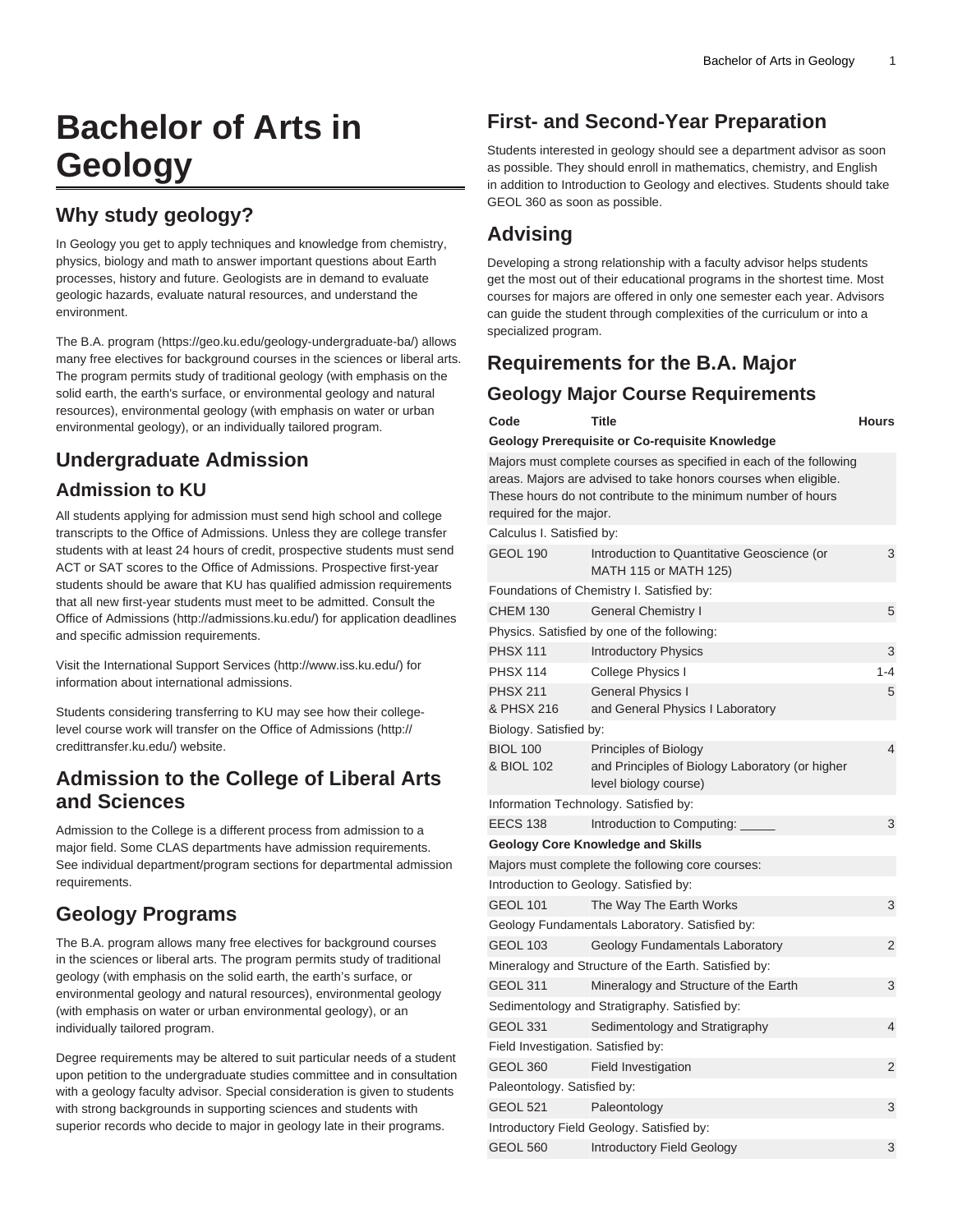# Bachelor of Arts in Geology

## Why study geology?

In Geology you get to apply techniques and knowledge from chemistry, physics, biology and math to answer important questions about Earth processes, history and future. Geologists are in demand to evaluate geologic hazards, evaluate natural resources, and understand the environment.

The B.A. program (https://geo.ku.edu/geology-undergraduate-ba/) allows many free electives for background courses in the sciences or liberal arts. The program permits study of traditional geology (with emphasis on the solid earth, the earth's surface, or environmental geology and natural resources), environmental geology (with emphasis on water or urban environmental geology), or an individually tailored program.

## Undergraduate Admission

### Admission to KU

All students applying for admission must send high school and college transcripts to the Office of Admissions. Unless they are college transfer students with at least 24 hours of credit, prospective students must send ACT or SAT scores to the Office of Admissions. Prospective first-year students should be aware that KU has qualified admission requirements that all new first-year students must meet to be admitted. Consult the Office of Admissions (http://admissions.ku.edu/) for application deadlines and specific admission requirements.

Visit the International Support Services (http://www.iss.ku.edu/) for information about international admissions.

Students considering transferring to KU may see how their college-level course work will transfer on the Office of Admissions (http://credittransfer.ku.edu/) website.

## Admission to the College of Liberal Arts and Sciences

Admission to the College is a different process from admission to a major field. Some CLAS departments have admission requirements. See individual department/program sections for departmental admission requirements.

## Geology Programs

The B.A. program allows many free electives for background courses in the sciences or liberal arts. The program permits study of traditional geology (with emphasis on the solid earth, the earth's surface, or environmental geology and natural resources), environmental geology (with emphasis on water or urban environmental geology), or an individually tailored program.

Degree requirements may be altered to suit particular needs of a student upon petition to the undergraduate studies committee and in consultation with a geology faculty advisor. Special consideration is given to students with strong backgrounds in supporting sciences and students with superior records who decide to major in geology late in their programs.

## First- and Second-Year Preparation

Students interested in geology should see a department advisor as soon as possible. They should enroll in mathematics, chemistry, and English in addition to Introduction to Geology and electives. Students should take GEOL 360 as soon as possible.

## Advising

Developing a strong relationship with a faculty advisor helps students get the most out of their educational programs in the shortest time. Most courses for majors are offered in only one semester each year. Advisors can guide the student through complexities of the curriculum or into a specialized program.

## Requirements for the B.A. Major

### Geology Major Course Requirements

| Code | Title | Hours |
|---|---|---|
| **Geology Prerequisite or Co-requisite Knowledge** | | |
| Majors must complete courses as specified in each of the following areas. Majors are advised to take honors courses when eligible. These hours do not contribute to the minimum number of hours required for the major. | | |
| Calculus I. Satisfied by: | | |
| GEOL 190 | Introduction to Quantitative Geoscience (or MATH 115 or MATH 125) | 3 |
| Foundations of Chemistry I. Satisfied by: | | |
| CHEM 130 | General Chemistry I | 5 |
| Physics. Satisfied by one of the following: | | |
| PHSX 111 | Introductory Physics | 3 |
| PHSX 114 | College Physics I | 1-4 |
| PHSX 211 & PHSX 216 | General Physics I and General Physics I Laboratory | 5 |
| Biology. Satisfied by: | | |
| BIOL 100 & BIOL 102 | Principles of Biology and Principles of Biology Laboratory (or higher level biology course) | 4 |
| Information Technology. Satisfied by: | | |
| EECS 138 | Introduction to Computing: _____ | 3 |
| **Geology Core Knowledge and Skills** | | |
| Majors must complete the following core courses: | | |
| Introduction to Geology. Satisfied by: | | |
| GEOL 101 | The Way The Earth Works | 3 |
| Geology Fundamentals Laboratory. Satisfied by: | | |
| GEOL 103 | Geology Fundamentals Laboratory | 2 |
| Mineralogy and Structure of the Earth. Satisfied by: | | |
| GEOL 311 | Mineralogy and Structure of the Earth | 3 |
| Sedimentology and Stratigraphy. Satisfied by: | | |
| GEOL 331 | Sedimentology and Stratigraphy | 4 |
| Field Investigation. Satisfied by: | | |
| GEOL 360 | Field Investigation | 2 |
| Paleontology. Satisfied by: | | |
| GEOL 521 | Paleontology | 3 |
| Introductory Field Geology. Satisfied by: | | |
| GEOL 560 | Introductory Field Geology | 3 |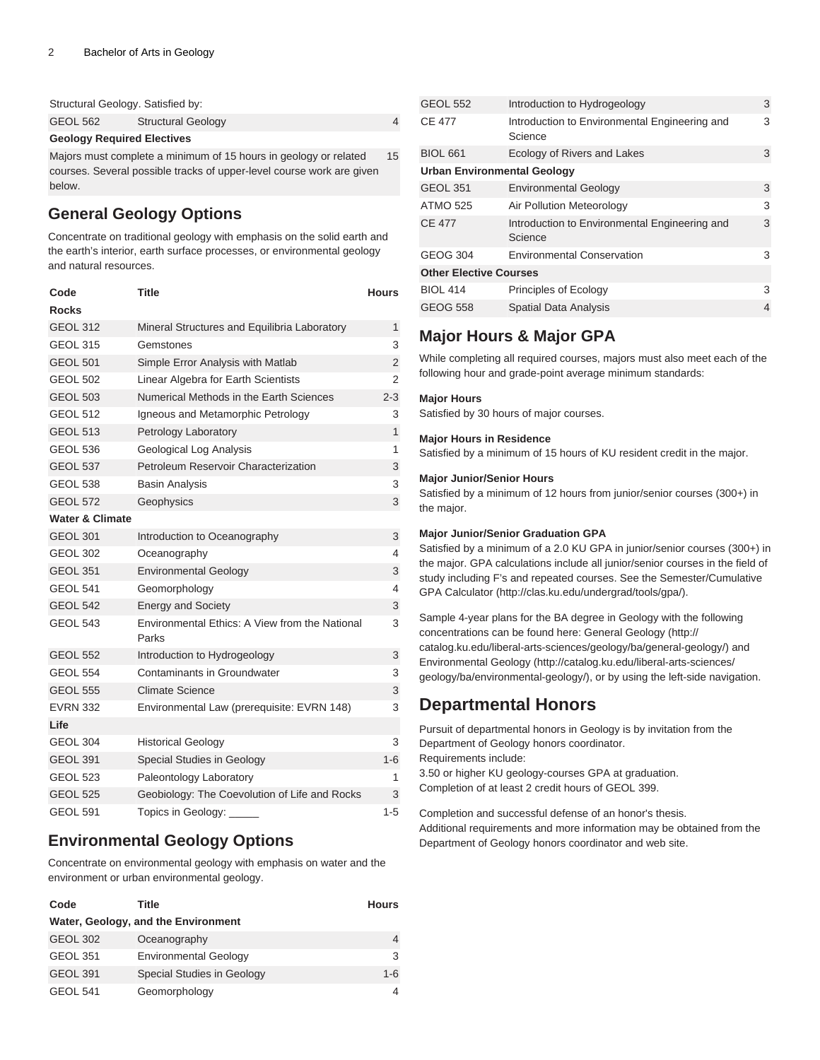Structural Geology. Satisfied by:

| | | |
|---|---|---|
| GEOL 562 | Structural Geology | 4 |
| **Geology Required Electives** | | |
| Majors must complete a minimum of 15 hours in geology or related courses. Several possible tracks of upper-level course work are given below. | | 15 |

## General Geology Options

Concentrate on traditional geology with emphasis on the solid earth and the earth's interior, earth surface processes, or environmental geology and natural resources.

| Code | Title | Hours |
|---|---|---|
| **Rocks** | | |
| GEOL 312 | Mineral Structures and Equilibria Laboratory | 1 |
| GEOL 315 | Gemstones | 3 |
| GEOL 501 | Simple Error Analysis with Matlab | 2 |
| GEOL 502 | Linear Algebra for Earth Scientists | 2 |
| GEOL 503 | Numerical Methods in the Earth Sciences | 2-3 |
| GEOL 512 | Igneous and Metamorphic Petrology | 3 |
| GEOL 513 | Petrology Laboratory | 1 |
| GEOL 536 | Geological Log Analysis | 1 |
| GEOL 537 | Petroleum Reservoir Characterization | 3 |
| GEOL 538 | Basin Analysis | 3 |
| GEOL 572 | Geophysics | 3 |
| **Water & Climate** | | |
| GEOL 301 | Introduction to Oceanography | 3 |
| GEOL 302 | Oceanography | 4 |
| GEOL 351 | Environmental Geology | 3 |
| GEOL 541 | Geomorphology | 4 |
| GEOL 542 | Energy and Society | 3 |
| GEOL 543 | Environmental Ethics: A View from the National Parks | 3 |
| GEOL 552 | Introduction to Hydrogeology | 3 |
| GEOL 554 | Contaminants in Groundwater | 3 |
| GEOL 555 | Climate Science | 3 |
| EVRN 332 | Environmental Law (prerequisite: EVRN 148) | 3 |
| **Life** | | |
| GEOL 304 | Historical Geology | 3 |
| GEOL 391 | Special Studies in Geology | 1-6 |
| GEOL 523 | Paleontology Laboratory | 1 |
| GEOL 525 | Geobiology: The Coevolution of Life and Rocks | 3 |
| GEOL 591 | Topics in Geology: _____ | 1-5 |

## Environmental Geology Options

Concentrate on environmental geology with emphasis on water and the environment or urban environmental geology.

| Code | Title | Hours |
|---|---|---|
| **Water, Geology, and the Environment** | | |
| GEOL 302 | Oceanography | 4 |
| GEOL 351 | Environmental Geology | 3 |
| GEOL 391 | Special Studies in Geology | 1-6 |
| GEOL 541 | Geomorphology | 4 |
| GEOL 552 | Introduction to Hydrogeology | 3 |
| CE 477 | Introduction to Environmental Engineering and Science | 3 |
| BIOL 661 | Ecology of Rivers and Lakes | 3 |
| **Urban Environmental Geology** | | |
| GEOL 351 | Environmental Geology | 3 |
| ATMO 525 | Air Pollution Meteorology | 3 |
| CE 477 | Introduction to Environmental Engineering and Science | 3 |
| GEOG 304 | Environmental Conservation | 3 |
| **Other Elective Courses** | | |
| BIOL 414 | Principles of Ecology | 3 |
| GEOG 558 | Spatial Data Analysis | 4 |

## Major Hours & Major GPA

While completing all required courses, majors must also meet each of the following hour and grade-point average minimum standards:

**Major Hours**
Satisfied by 30 hours of major courses.

**Major Hours in Residence**
Satisfied by a minimum of 15 hours of KU resident credit in the major.

**Major Junior/Senior Hours**
Satisfied by a minimum of 12 hours from junior/senior courses (300+) in the major.

**Major Junior/Senior Graduation GPA**
Satisfied by a minimum of a 2.0 KU GPA in junior/senior courses (300+) in the major. GPA calculations include all junior/senior courses in the field of study including F's and repeated courses. See the Semester/Cumulative GPA Calculator (http://clas.ku.edu/undergrad/tools/gpa/).

Sample 4-year plans for the BA degree in Geology with the following concentrations can be found here: General Geology (http://catalog.ku.edu/liberal-arts-sciences/geology/ba/general-geology/) and Environmental Geology (http://catalog.ku.edu/liberal-arts-sciences/geology/ba/environmental-geology/), or by using the left-side navigation.

## Departmental Honors

Pursuit of departmental honors in Geology is by invitation from the Department of Geology honors coordinator.
Requirements include:
3.50 or higher KU geology-courses GPA at graduation.
Completion of at least 2 credit hours of GEOL 399.

Completion and successful defense of an honor's thesis.
Additional requirements and more information may be obtained from the Department of Geology honors coordinator and web site.